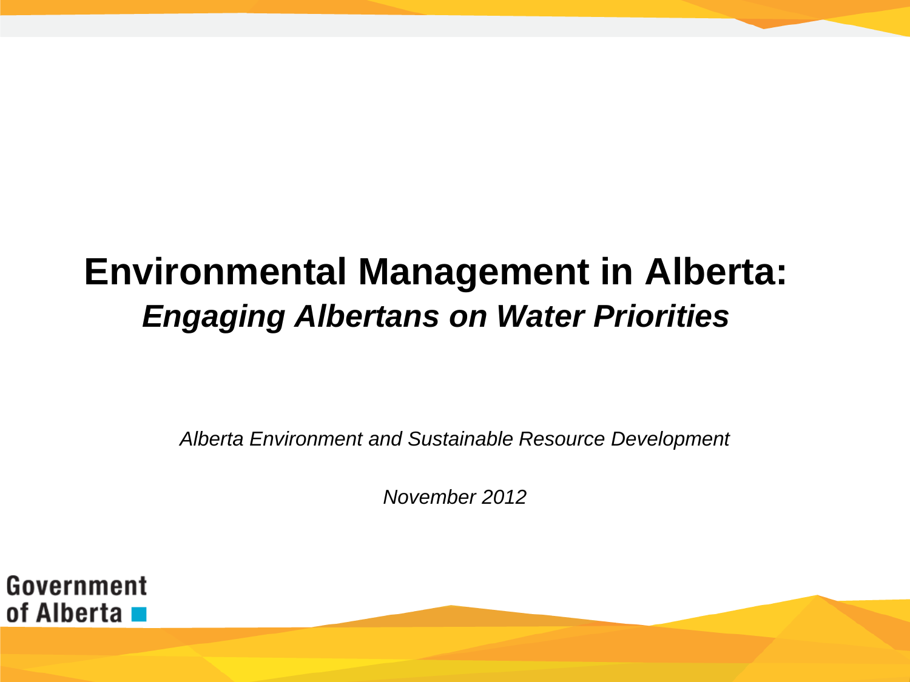# Environmental Management in Alberta:
## *Engaging Albertans on Water Priorities*

*Alberta Environment and Sustainable Resource Development*

*November 2012*

Government of Alberta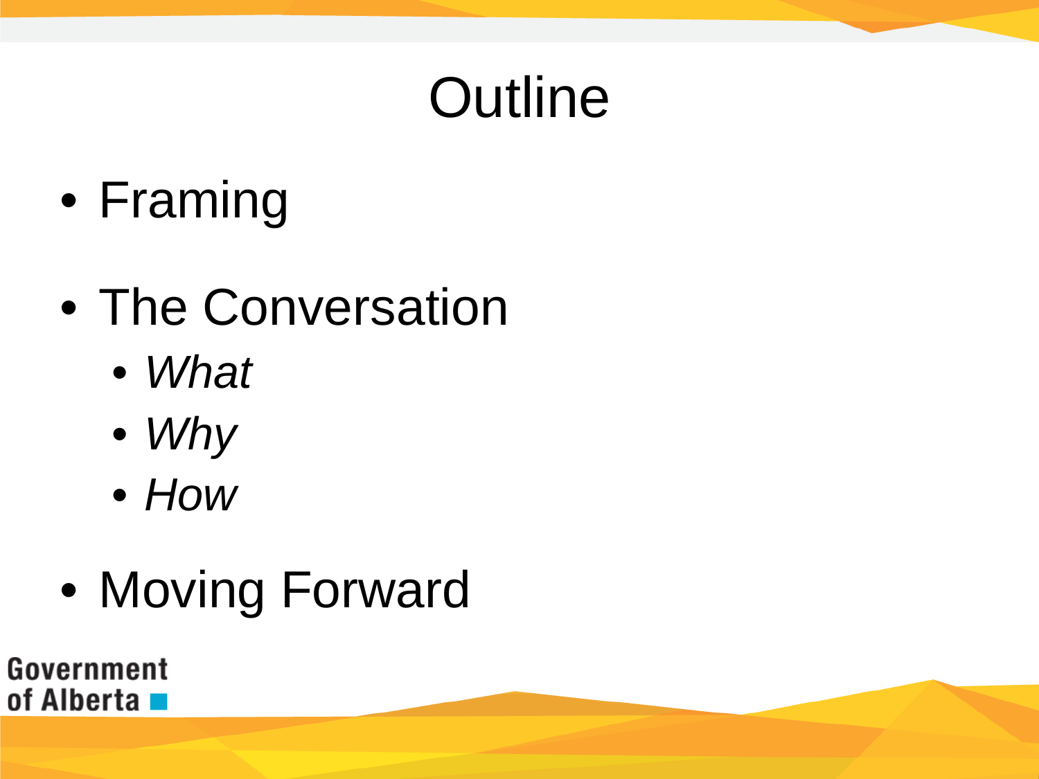# Outline

- Framing
- The Conversation
  - *What*
  - *Why*
  - *How*
- Moving Forward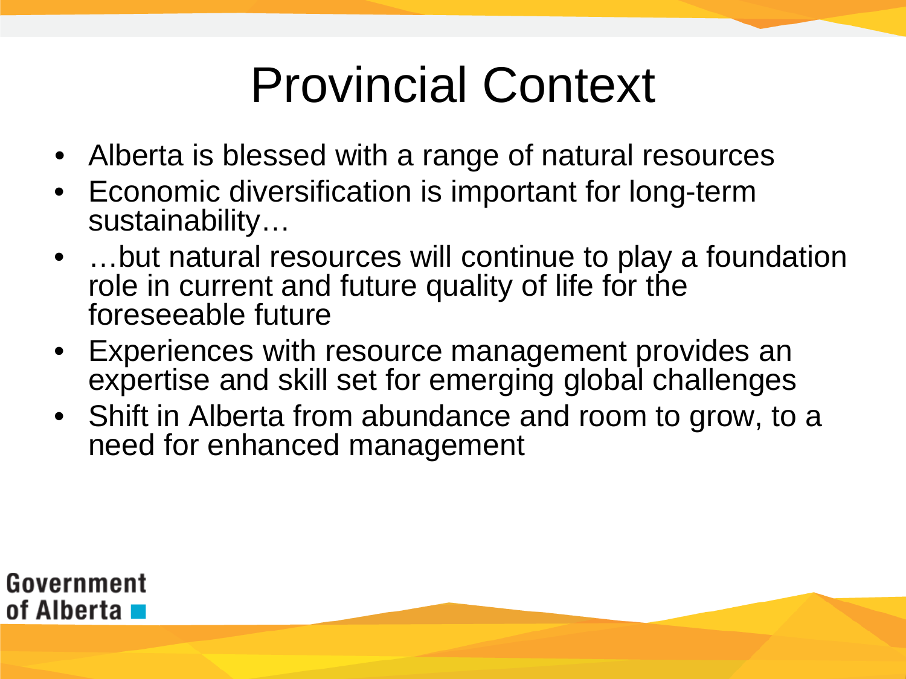# Provincial Context

- Alberta is blessed with a range of natural resources
- Economic diversification is important for long-term sustainability…
- …but natural resources will continue to play a foundation role in current and future quality of life for the foreseeable future
- Experiences with resource management provides an expertise and skill set for emerging global challenges
- Shift in Alberta from abundance and room to grow, to a need for enhanced management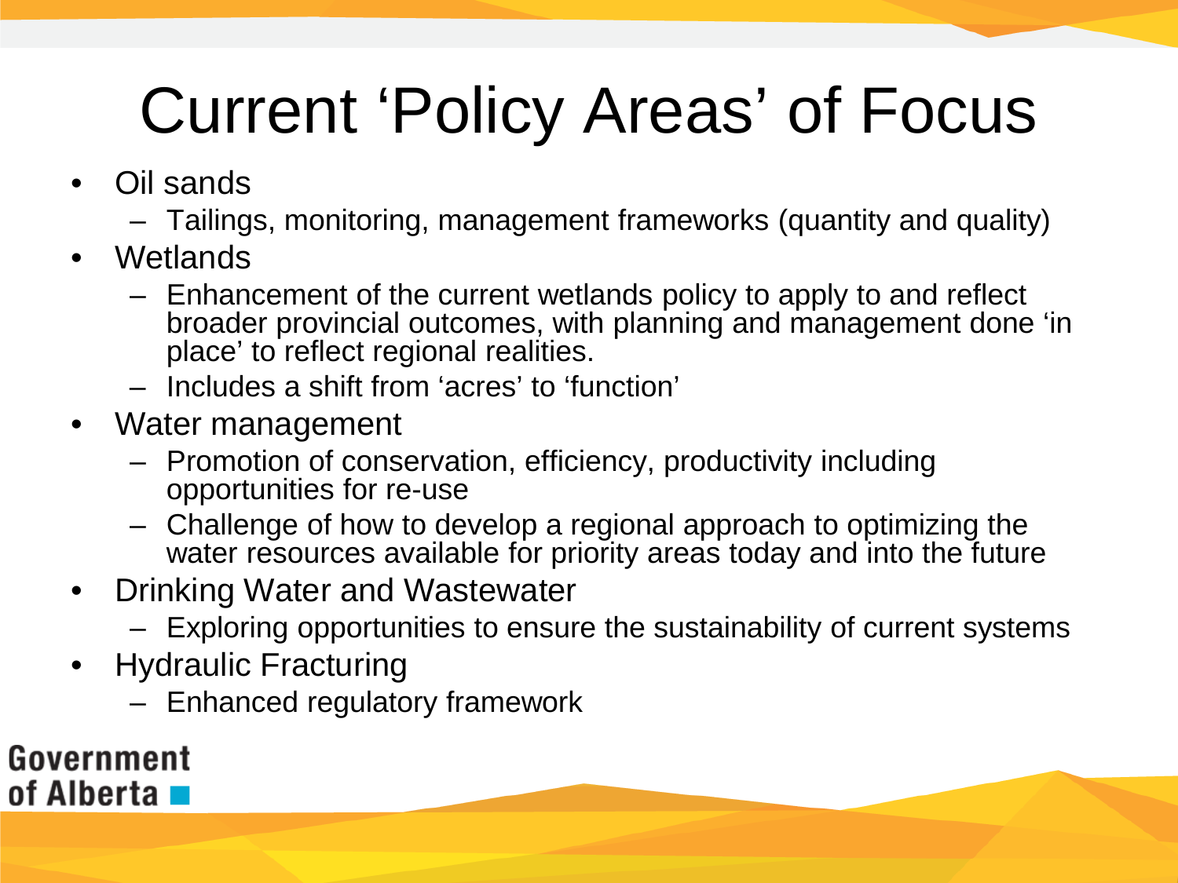# Current 'Policy Areas' of Focus

- Oil sands
  - Tailings, monitoring, management frameworks (quantity and quality)
- Wetlands
  - Enhancement of the current wetlands policy to apply to and reflect broader provincial outcomes, with planning and management done 'in place' to reflect regional realities.
  - Includes a shift from 'acres' to 'function'
- Water management
  - Promotion of conservation, efficiency, productivity including opportunities for re-use
  - Challenge of how to develop a regional approach to optimizing the water resources available for priority areas today and into the future
- Drinking Water and Wastewater
  - Exploring opportunities to ensure the sustainability of current systems
- Hydraulic Fracturing
  - Enhanced regulatory framework

Government of Alberta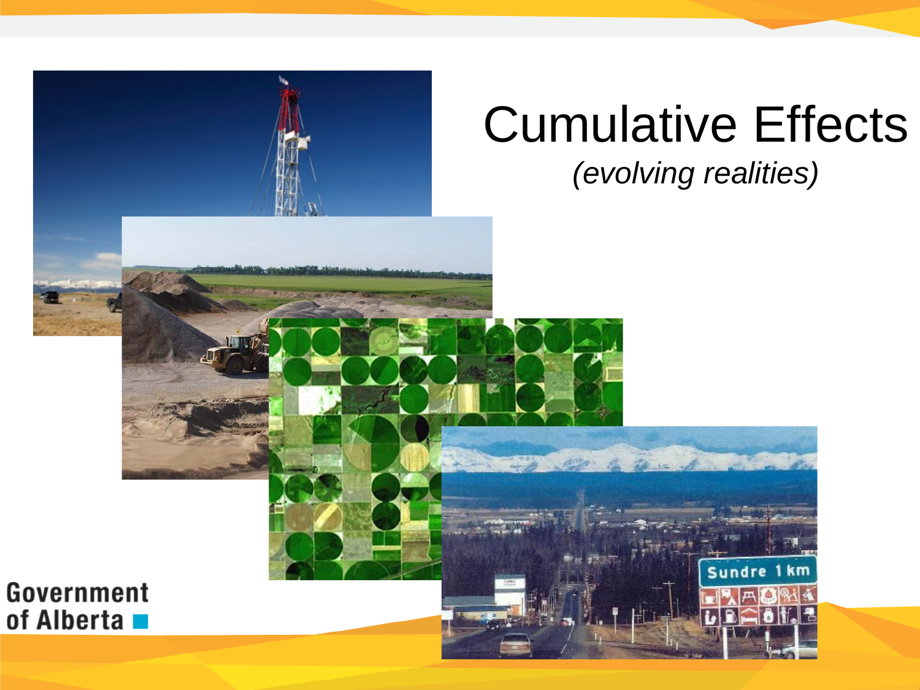# Cumulative Effects

*(evolving realities)*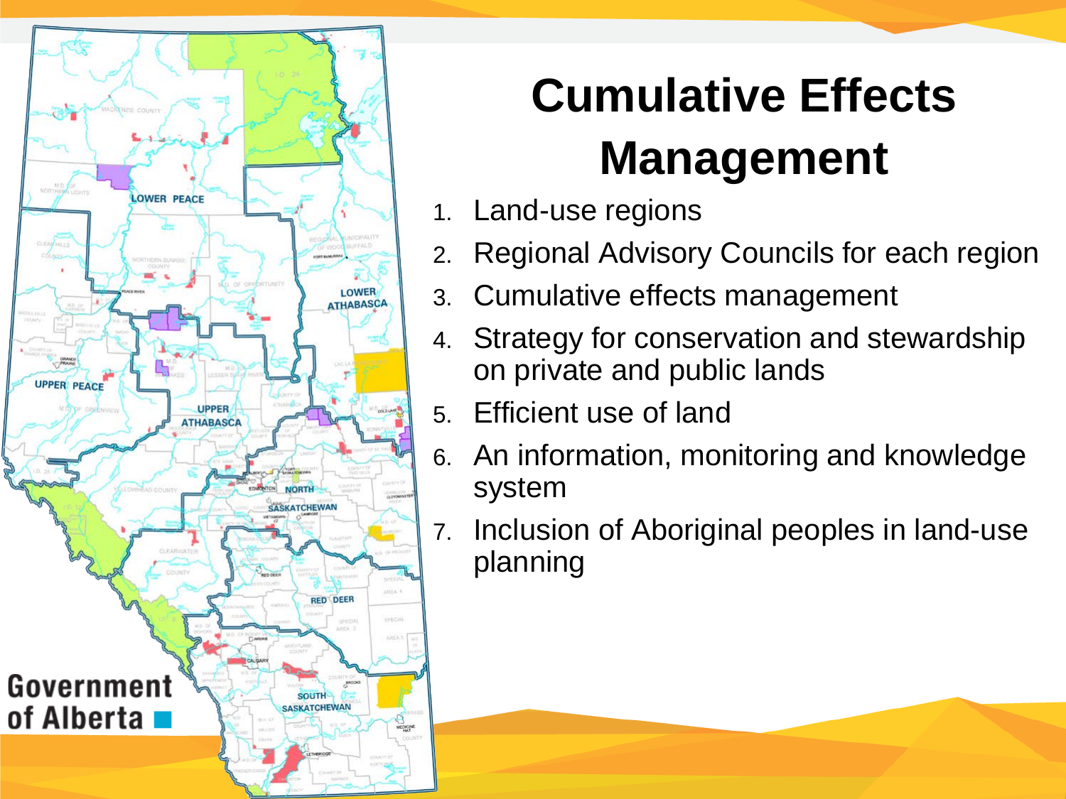# Cumulative Effects Management

1. Land-use regions
2. Regional Advisory Councils for each region
3. Cumulative effects management
4. Strategy for conservation and stewardship on private and public lands
5. Efficient use of land
6. An information, monitoring and knowledge system
7. Inclusion of Aboriginal peoples in land-use planning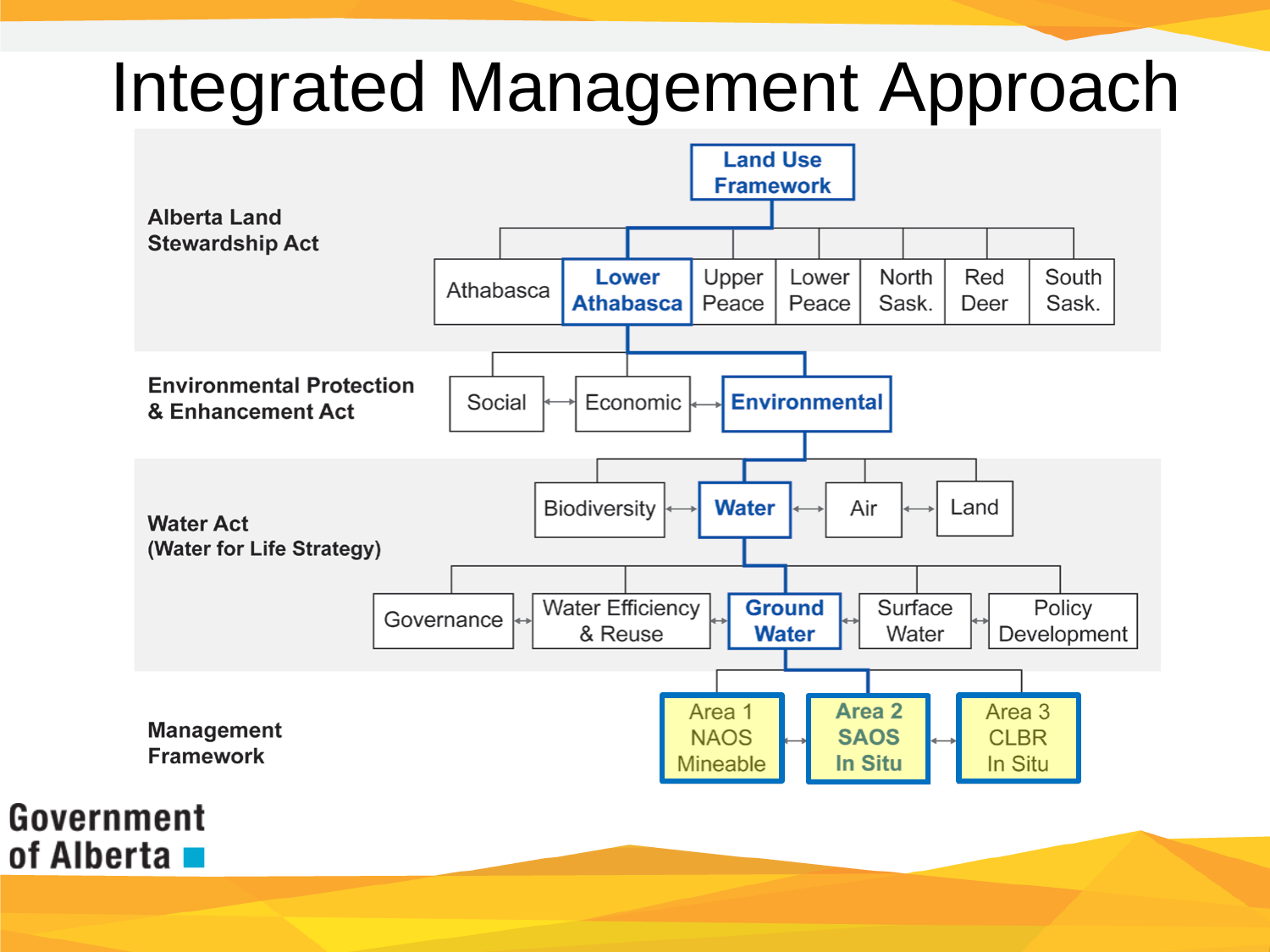# Integrated Management Approach

**Alberta Land Stewardship Act**

- **Land Use Framework**
  - Athabasca
  - **Lower Athabasca**
  - Upper Peace
  - Lower Peace
  - North Sask.
  - Red Deer
  - South Sask.

**Environmental Protection & Enhancement Act**

- Social ↔ Economic ↔ **Environmental**

**Water Act (Water for Life Strategy)**

- Biodiversity ↔ **Water** ↔ Air ↔ Land
- Governance ↔ Water Efficiency & Reuse ↔ **Ground Water** ↔ Surface Water ↔ Policy Development

**Management Framework**

- Area 1 NAOS Mineable ↔ **Area 2 SAOS In Situ** ↔ Area 3 CLBR In Situ

Government of Alberta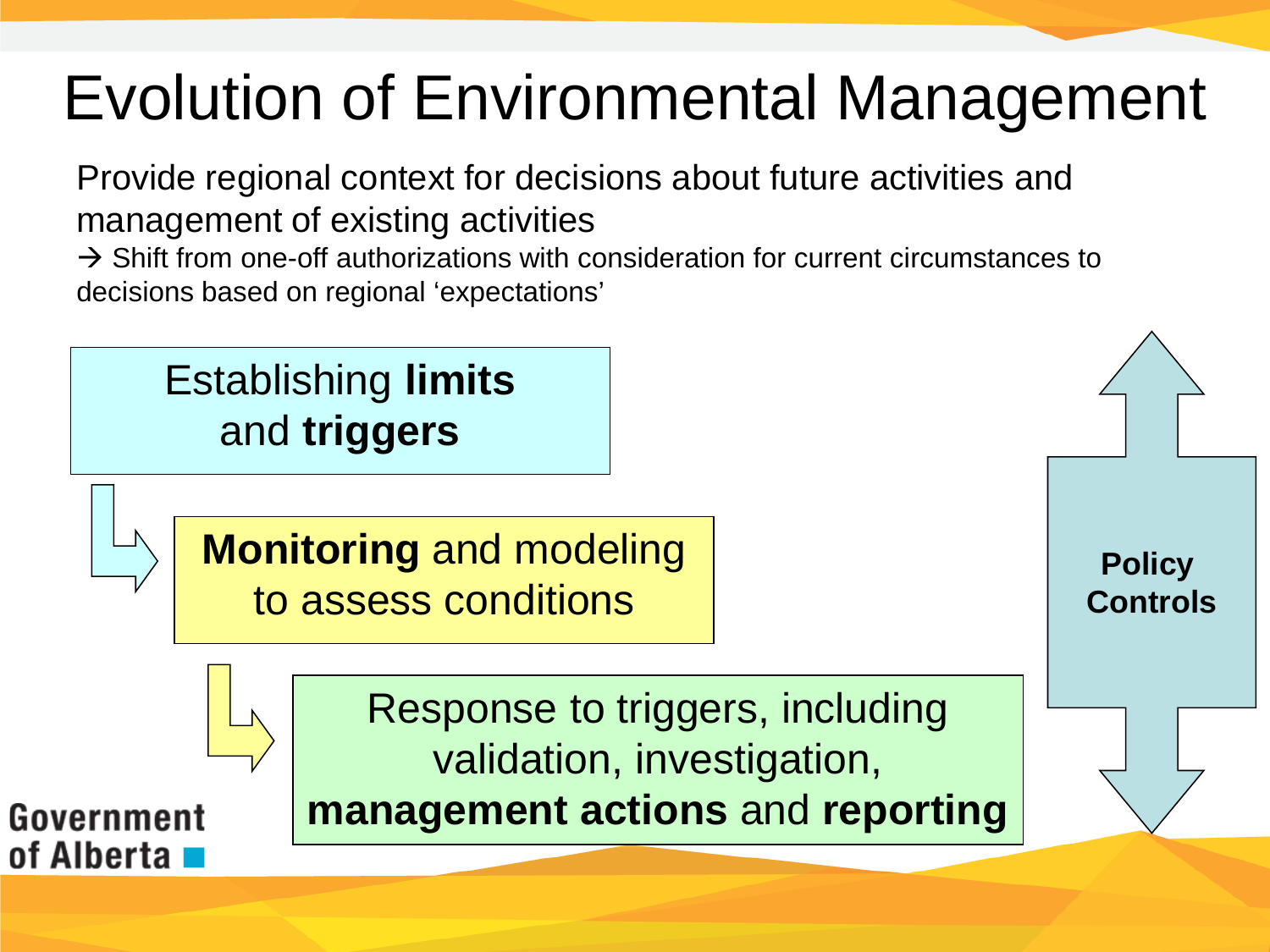# Evolution of Environmental Management

Provide regional context for decisions about future activities and management of existing activities

→ Shift from one-off authorizations with consideration for current circumstances to decisions based on regional 'expectations'

Establishing **limits** and **triggers**

**Monitoring** and modeling to assess conditions

Response to triggers, including validation, investigation, **management actions** and **reporting**

**Policy Controls**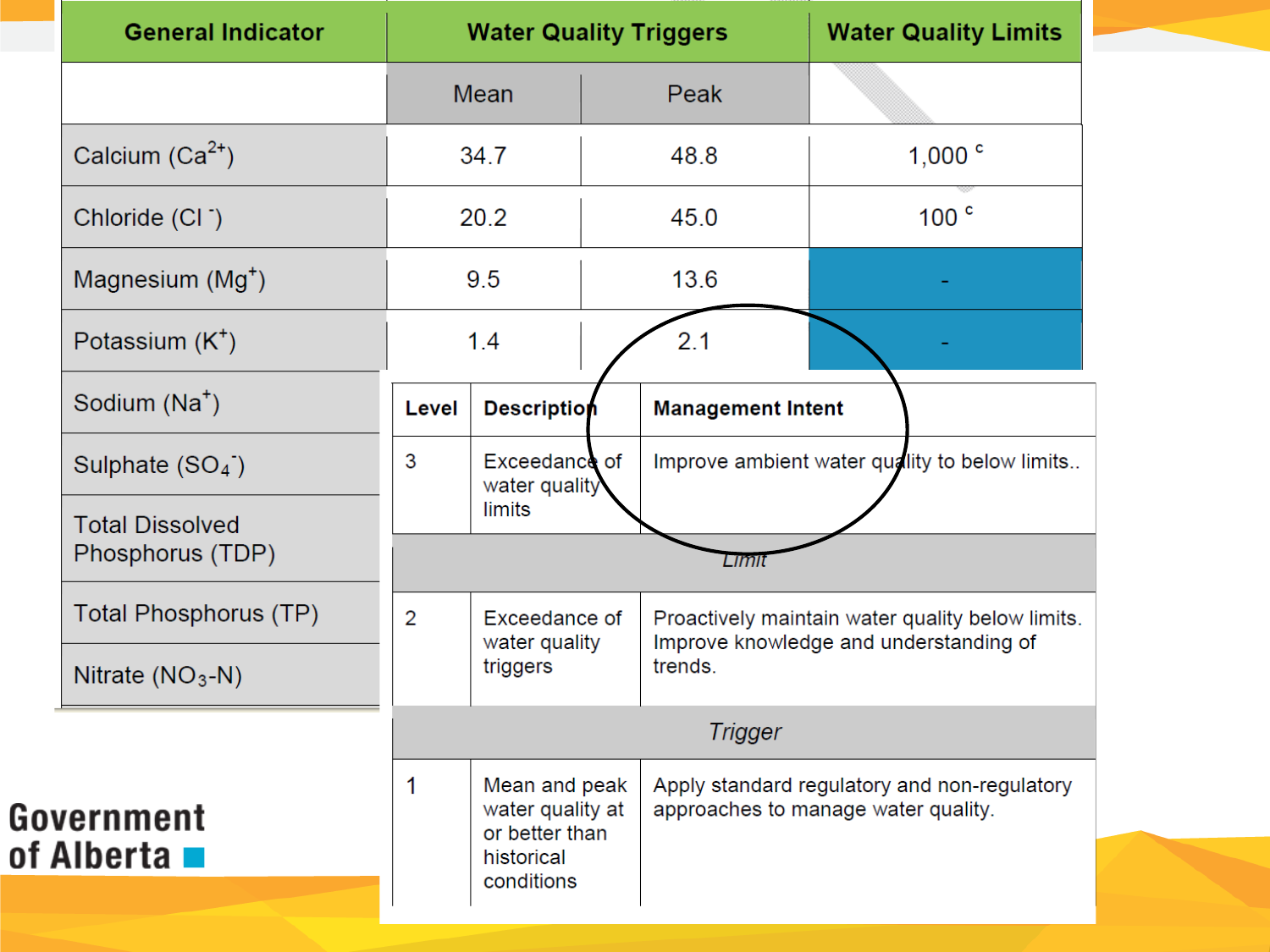| General Indicator | Water Quality Triggers | | Water Quality Limits |
|---|---|---|---|
| | Mean | Peak | |
| Calcium ($Ca^{2+}$) | 34.7 | 48.8 | 1,000 [c] |
| Chloride ($Cl^-$) | 20.2 | 45.0 | 100 [c] |
| Magnesium ($Mg^+$) | 9.5 | 13.6 | - |
| Potassium ($K^+$) | 1.4 | 2.1 | - |
| Sodium ($Na^+$) | | | |
| Sulphate ($SO_4^-$) | | | |
| Total Dissolved Phosphorus (TDP) | | | |
| Total Phosphorus (TP) | | | |
| Nitrate ($NO_3$-N) | | | |

| Level | Description | Management Intent |
|---|---|---|
| 3 | Exceedance of water quality limits | Improve ambient water quality to below limits.. |
| *Limit* | | |
| 2 | Exceedance of water quality triggers | Proactively maintain water quality below limits. Improve knowledge and understanding of trends. |
| *Trigger* | | |
| 1 | Mean and peak water quality at or better than historical conditions | Apply standard regulatory and non-regulatory approaches to manage water quality. |

Government of Alberta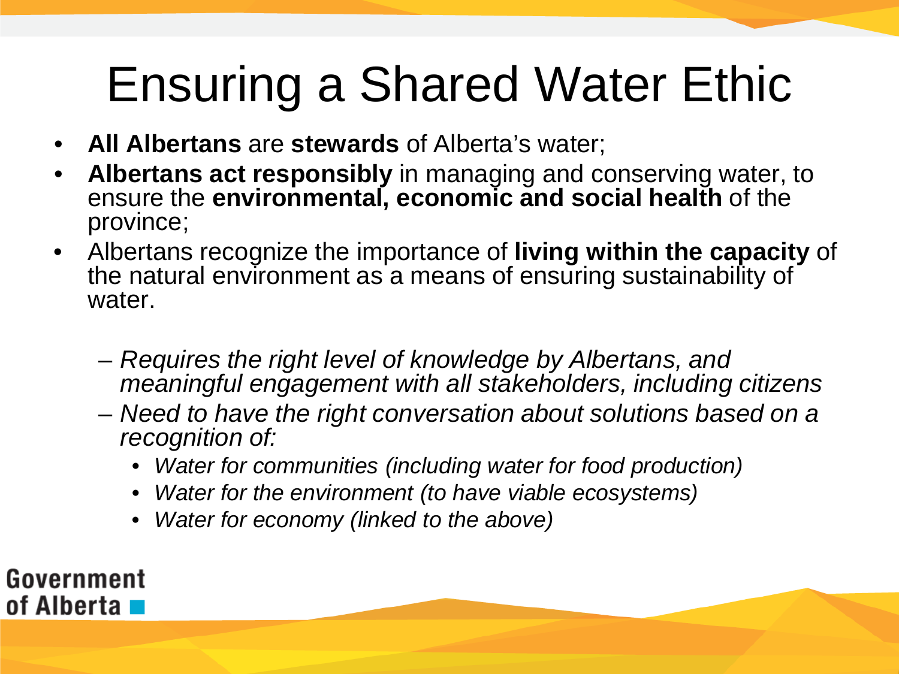# Ensuring a Shared Water Ethic

- **All Albertans** are **stewards** of Alberta's water;
- **Albertans act responsibly** in managing and conserving water, to ensure the **environmental, economic and social health** of the province;
- Albertans recognize the importance of **living within the capacity** of the natural environment as a means of ensuring sustainability of water.
  - *Requires the right level of knowledge by Albertans, and meaningful engagement with all stakeholders, including citizens*
  - *Need to have the right conversation about solutions based on a recognition of:*
    - *Water for communities (including water for food production)*
    - *Water for the environment (to have viable ecosystems)*
    - *Water for economy (linked to the above)*

Government of Alberta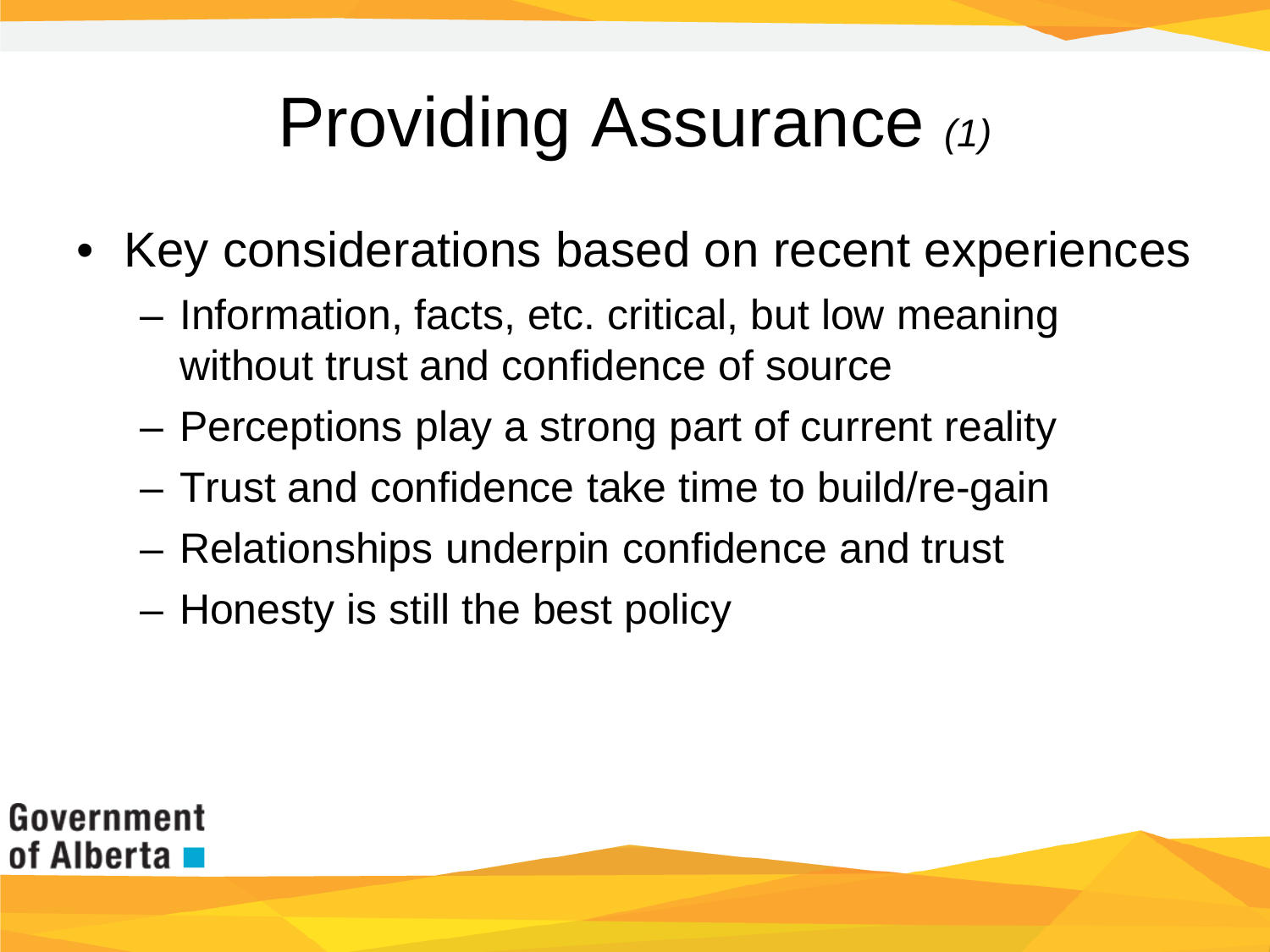# Providing Assurance *(1)*

- Key considerations based on recent experiences
  - Information, facts, etc. critical, but low meaning without trust and confidence of source
  - Perceptions play a strong part of current reality
  - Trust and confidence take time to build/re-gain
  - Relationships underpin confidence and trust
  - Honesty is still the best policy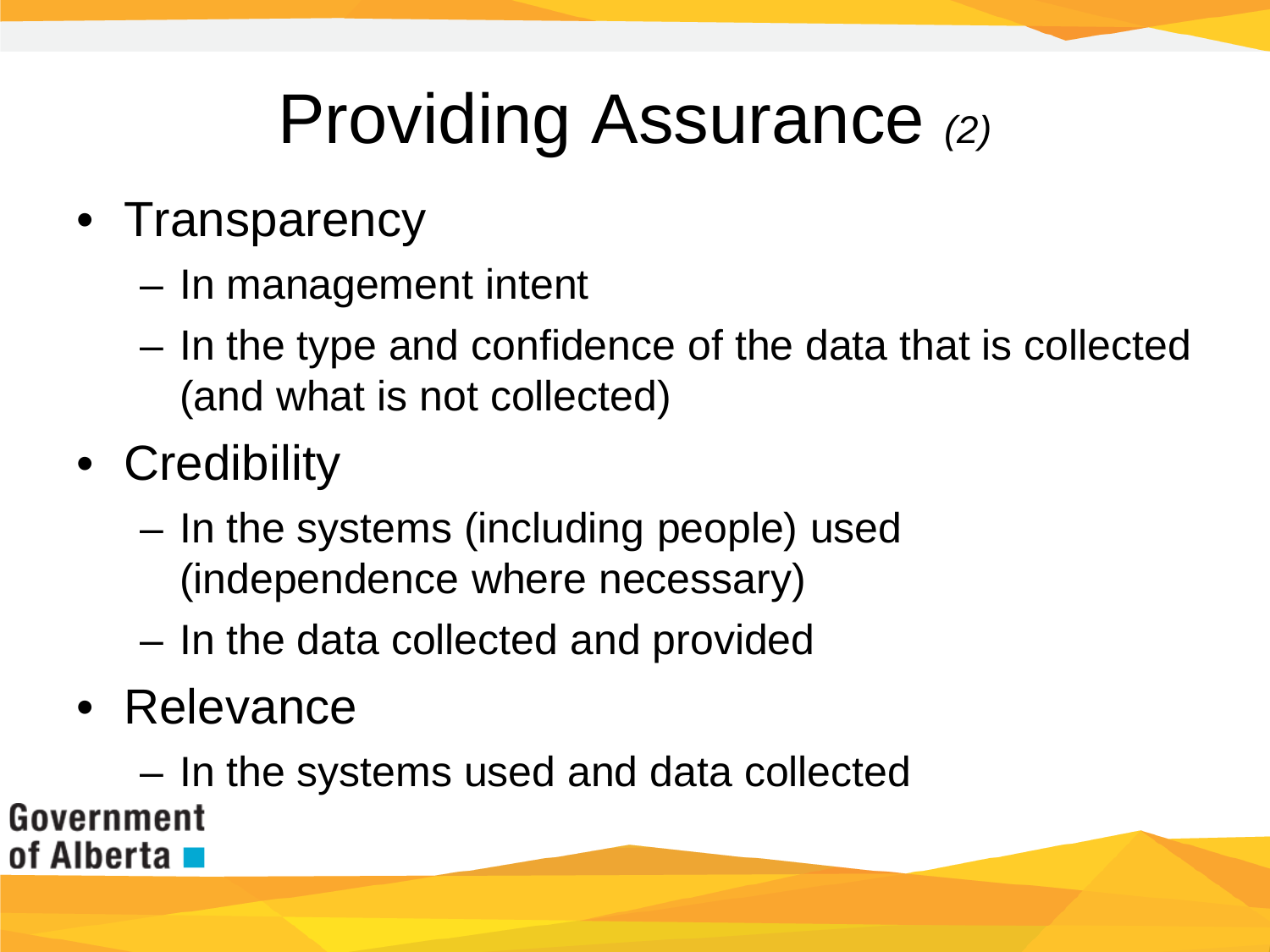# Providing Assurance *(2)*

- Transparency
  - In management intent
  - In the type and confidence of the data that is collected (and what is not collected)
- Credibility
  - In the systems (including people) used (independence where necessary)
  - In the data collected and provided
- Relevance
  - In the systems used and data collected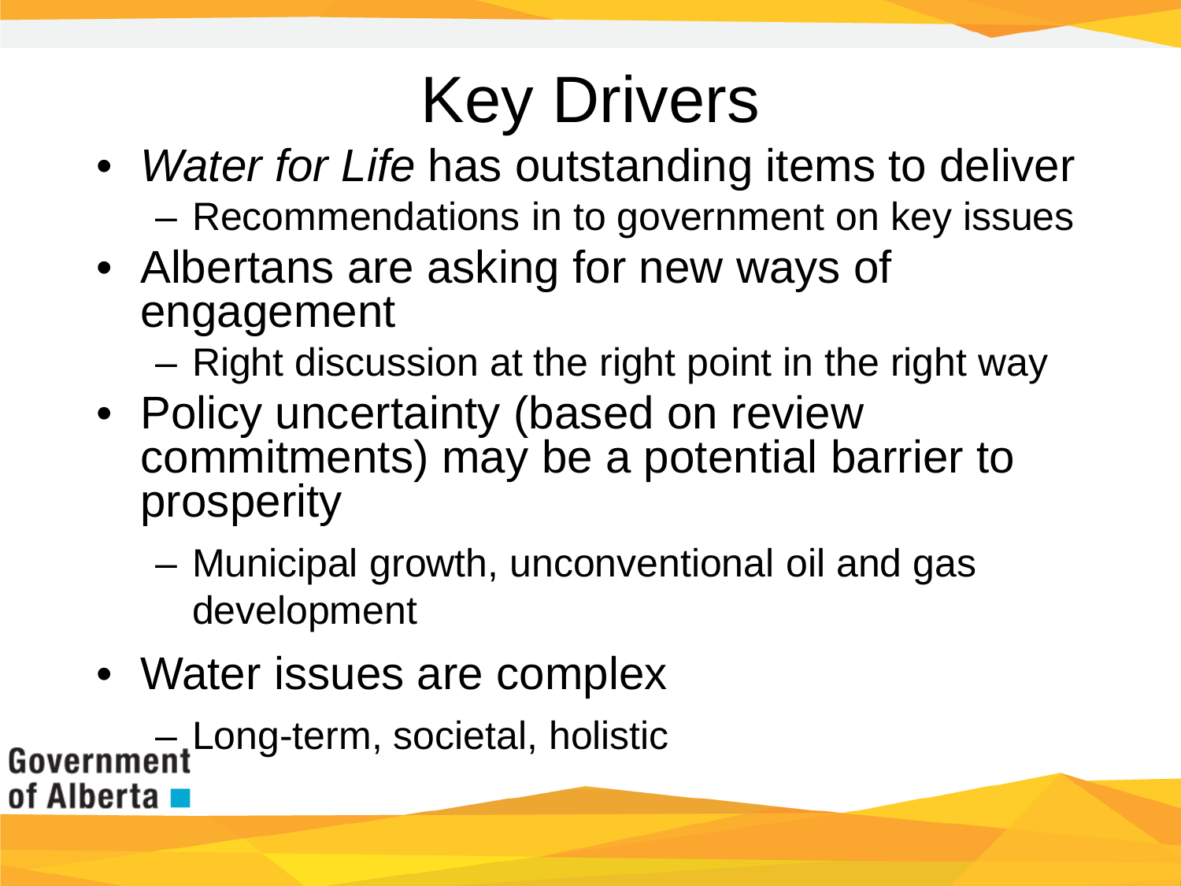# Key Drivers

- *Water for Life* has outstanding items to deliver
  - Recommendations in to government on key issues
- Albertans are asking for new ways of engagement
  - Right discussion at the right point in the right way
- Policy uncertainty (based on review commitments) may be a potential barrier to prosperity
  - Municipal growth, unconventional oil and gas development
- Water issues are complex
  - Long-term, societal, holistic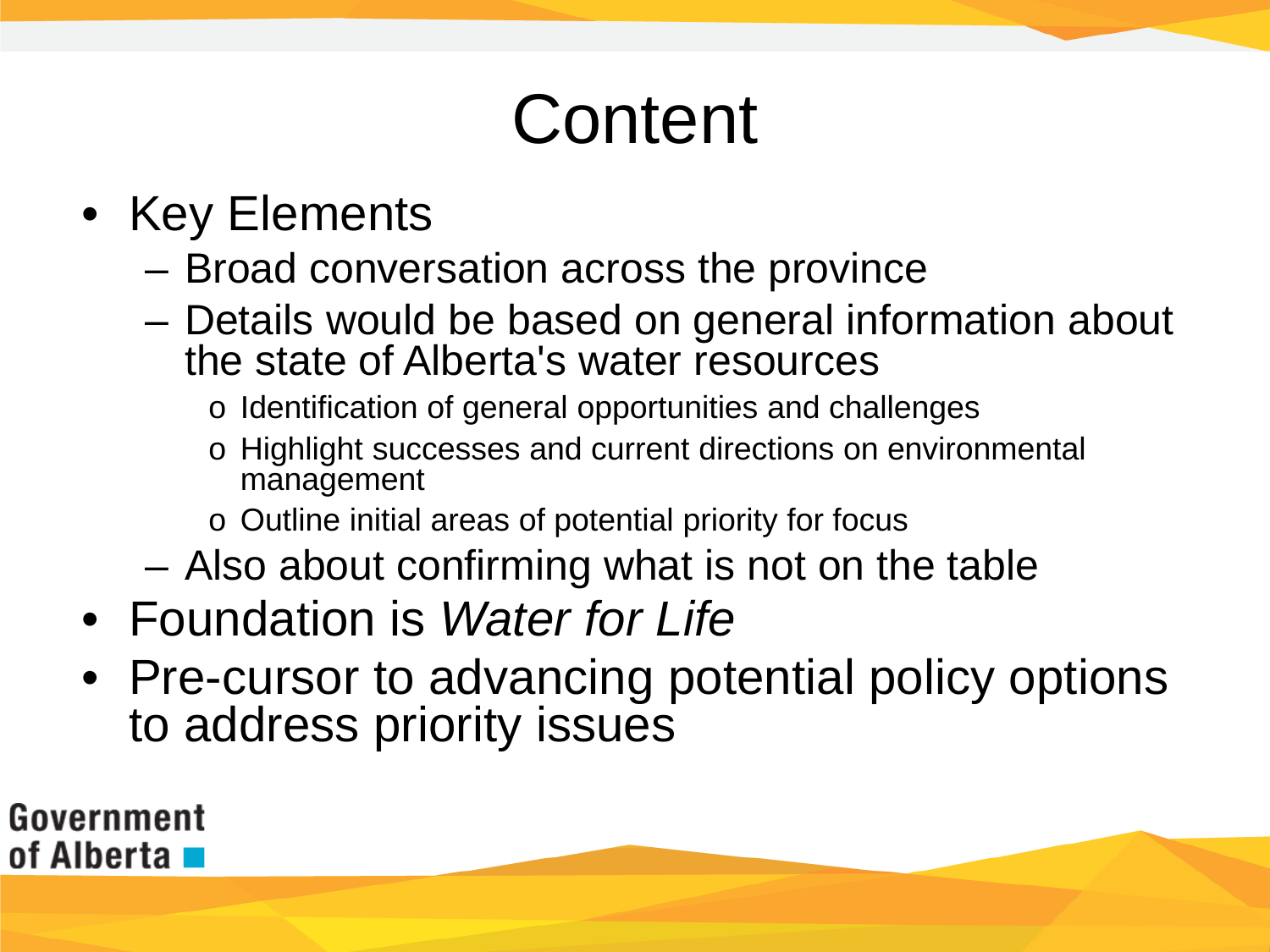# Content

- Key Elements
  - Broad conversation across the province
  - Details would be based on general information about the state of Alberta's water resources
    - Identification of general opportunities and challenges
    - Highlight successes and current directions on environmental management
    - Outline initial areas of potential priority for focus
  - Also about confirming what is not on the table
- Foundation is *Water for Life*
- Pre-cursor to advancing potential policy options to address priority issues

Government of Alberta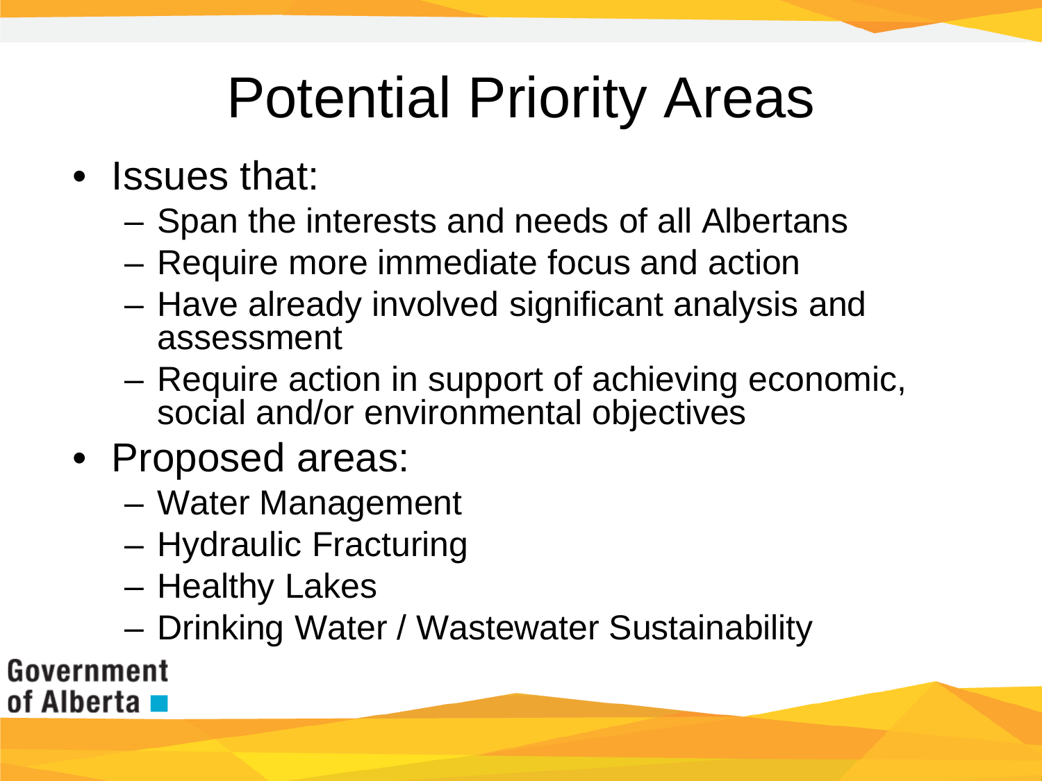# Potential Priority Areas

- Issues that:
  - Span the interests and needs of all Albertans
  - Require more immediate focus and action
  - Have already involved significant analysis and assessment
  - Require action in support of achieving economic, social and/or environmental objectives
- Proposed areas:
  - Water Management
  - Hydraulic Fracturing
  - Healthy Lakes
  - Drinking Water / Wastewater Sustainability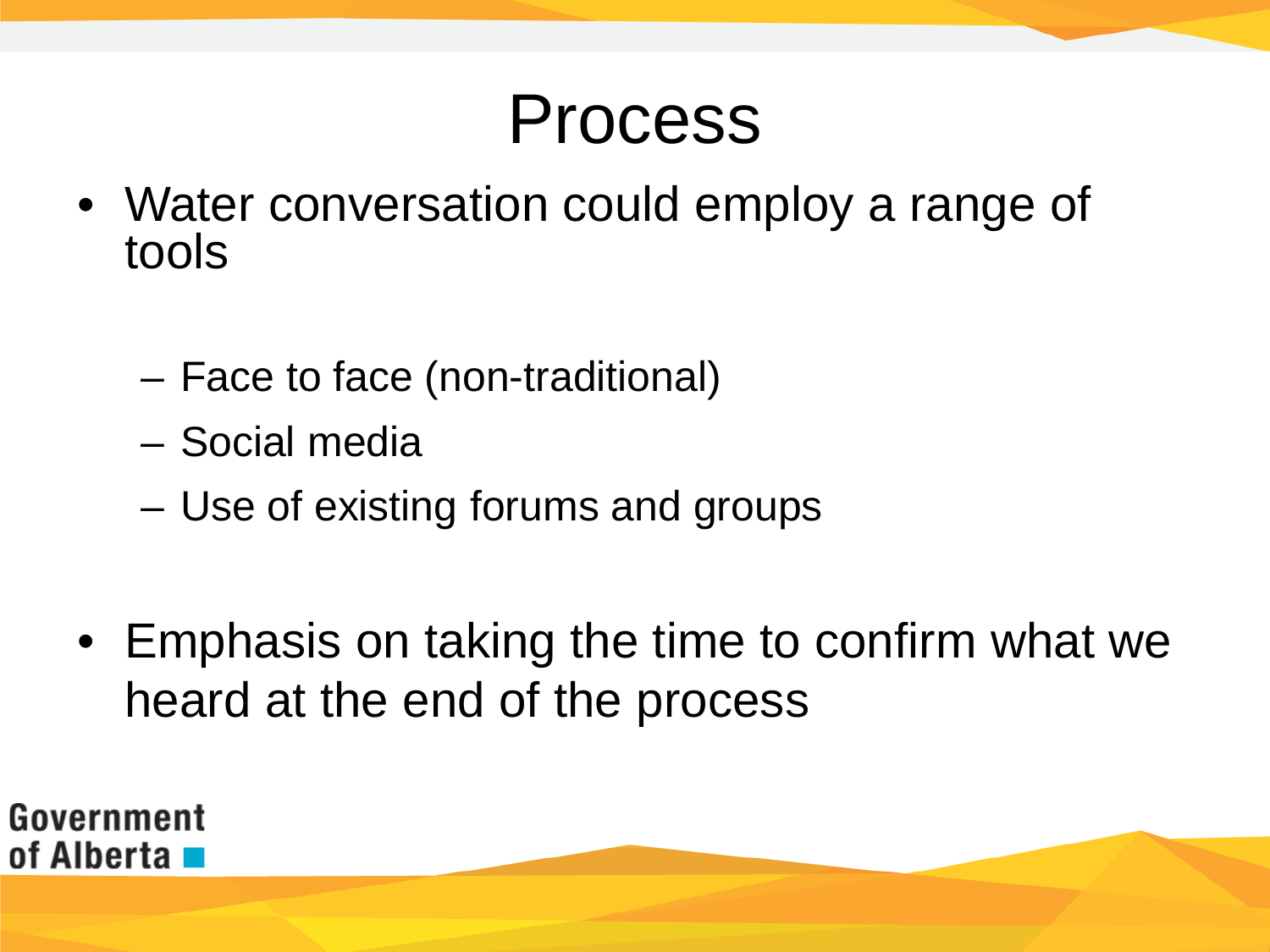# Process

- Water conversation could employ a range of tools
  - Face to face (non-traditional)
  - Social media
  - Use of existing forums and groups
- Emphasis on taking the time to confirm what we heard at the end of the process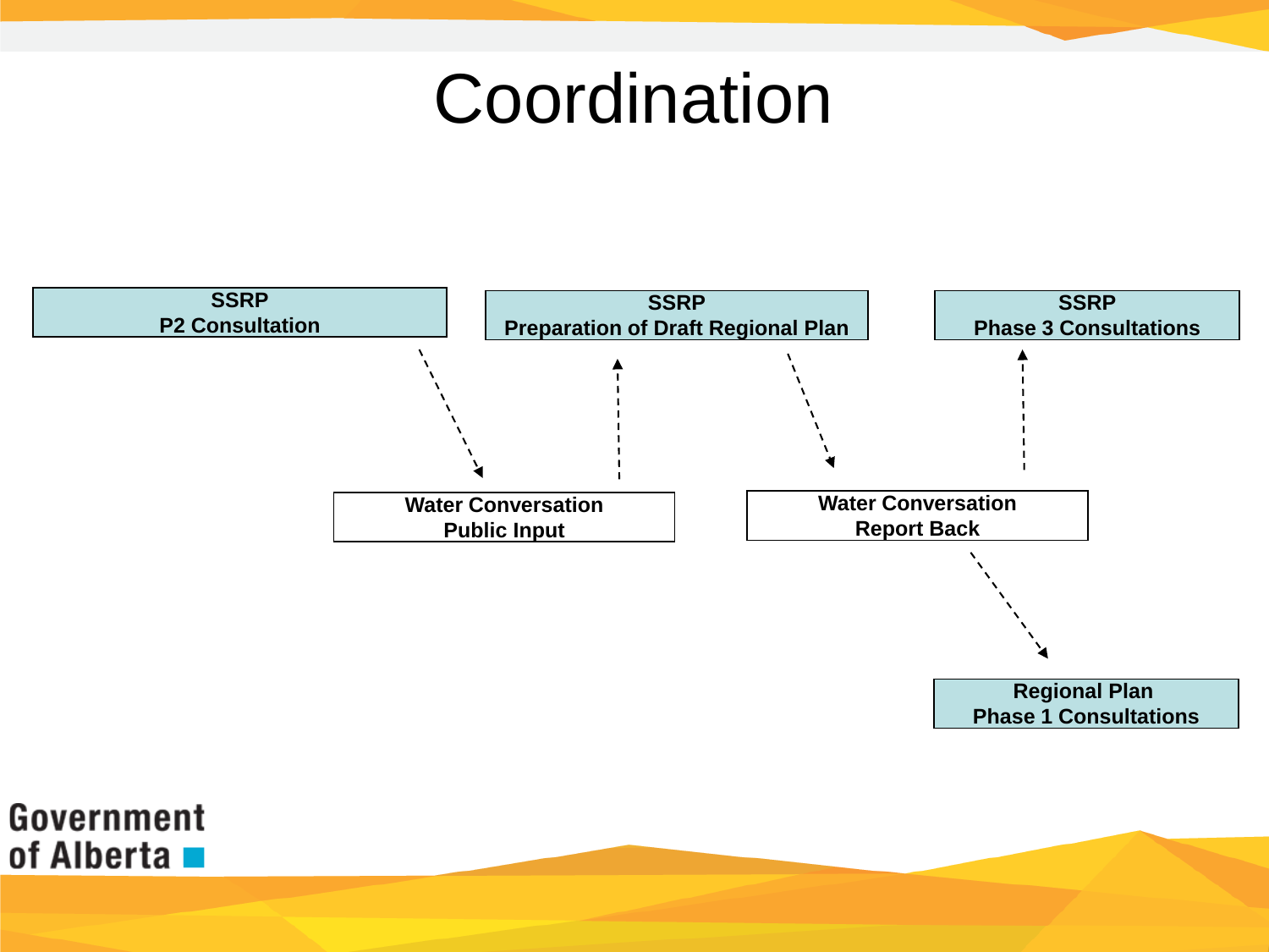# Coordination

**SSRP**
**P2 Consultation**

**SSRP**
**Preparation of Draft Regional Plan**

**SSRP**
**Phase 3 Consultations**

**Water Conversation**
**Public Input**

**Water Conversation**
**Report Back**

**Regional Plan**
**Phase 1 Consultations**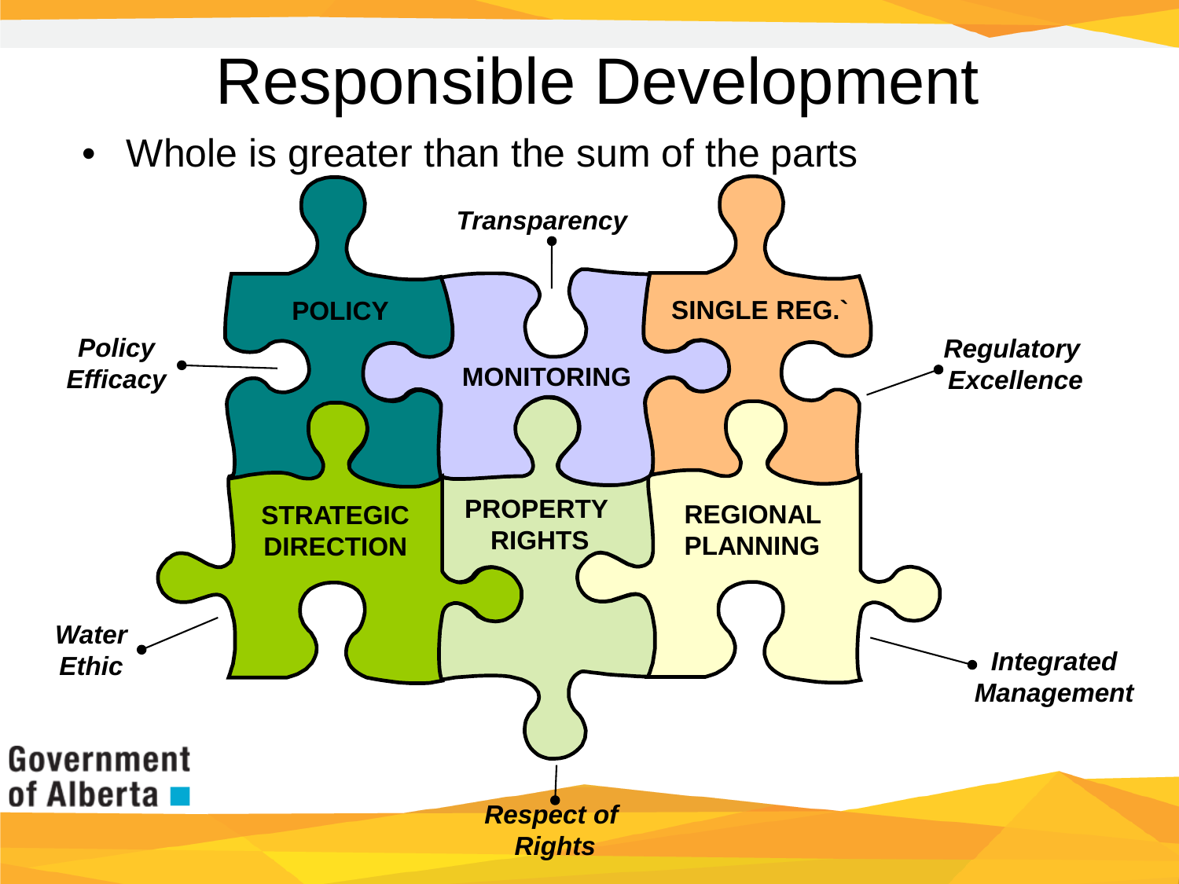# Responsible Development

- Whole is greater than the sum of the parts

POLICY

MONITORING

SINGLE REG.`

STRATEGIC DIRECTION

PROPERTY RIGHTS

REGIONAL PLANNING

*Transparency*

*Policy Efficacy*

*Regulatory Excellence*

*Water Ethic*

*Integrated Management*

*Respect of Rights*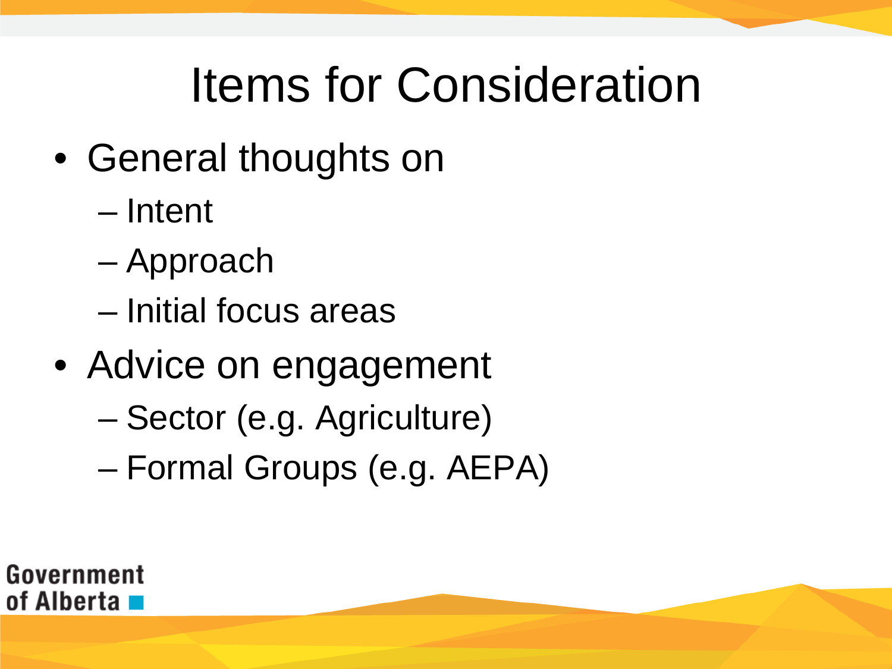# Items for Consideration

- General thoughts on
  - Intent
  - Approach
  - Initial focus areas
- Advice on engagement
  - Sector (e.g. Agriculture)
  - Formal Groups (e.g. AEPA)